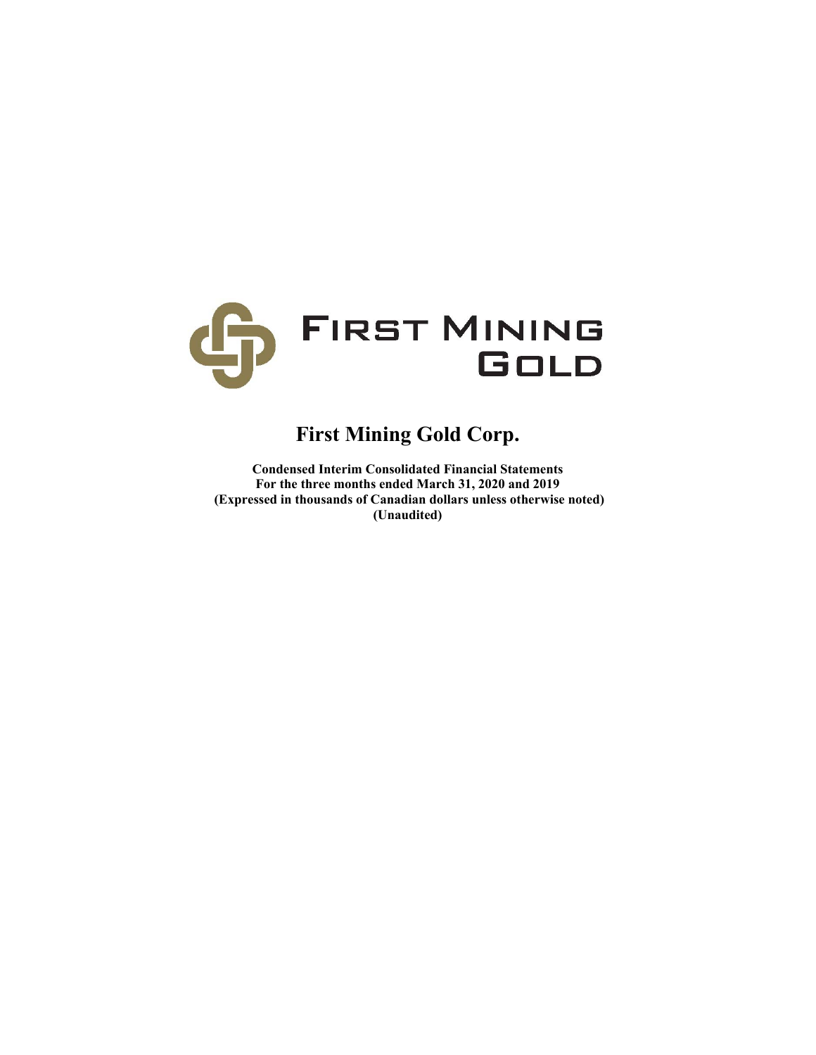FIRST MINING GOLD

# First Mining Gold Corp.

**Condensed Interim Consolidated Financial Statements**
**For the three months ended March 31, 2020 and 2019**
**(Expressed in thousands of Canadian dollars unless otherwise noted)**
**(Unaudited)**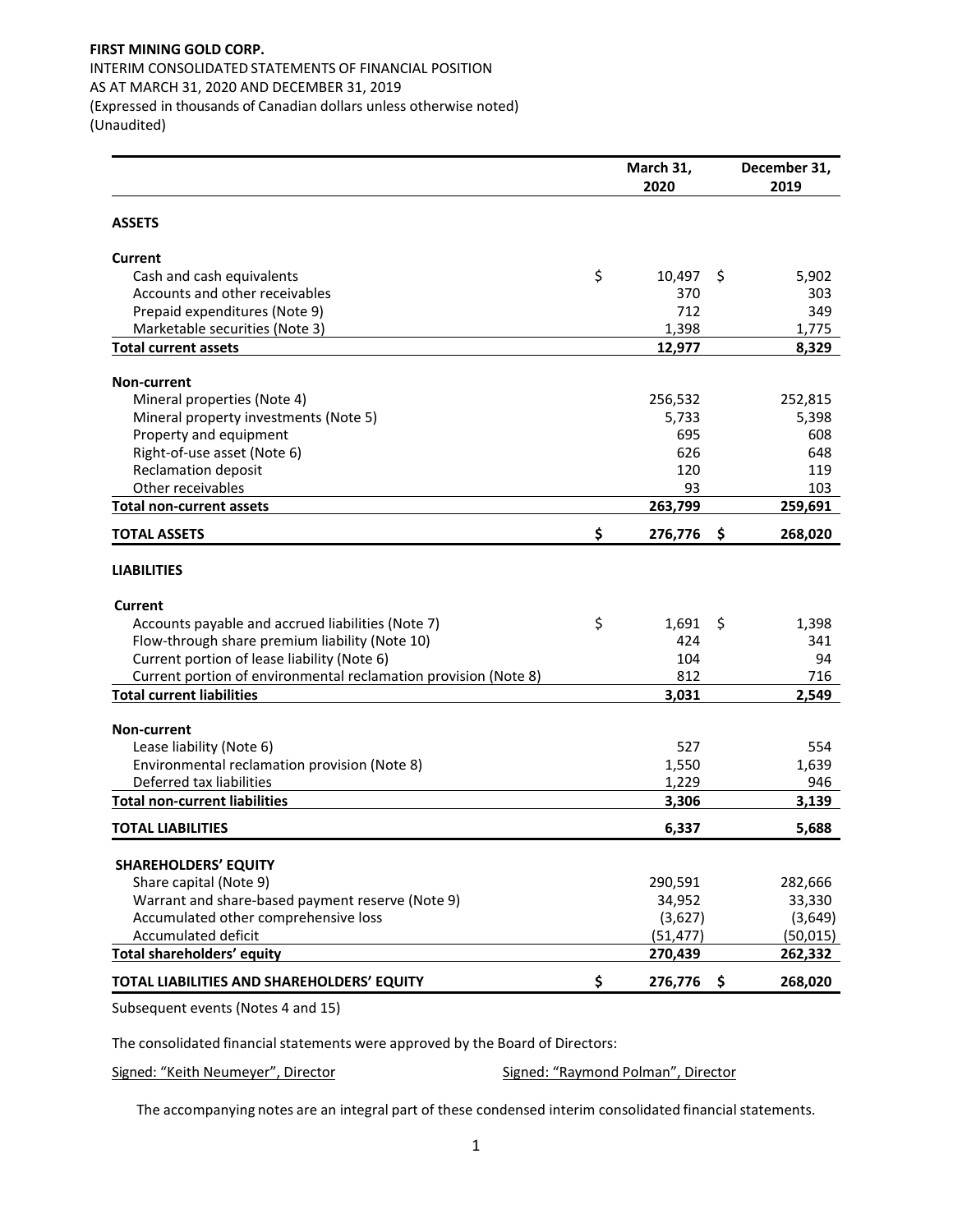**FIRST MINING GOLD CORP.**
INTERIM CONSOLIDATED STATEMENTS OF FINANCIAL POSITION
AS AT MARCH 31, 2020 AND DECEMBER 31, 2019
(Expressed in thousands of Canadian dollars unless otherwise noted)
(Unaudited)

| | March 31, 2020 | December 31, 2019 |
|---|---|---|
| **ASSETS** | | |
| **Current** | | |
| Cash and cash equivalents | $ 10,497 | $ 5,902 |
| Accounts and other receivables | 370 | 303 |
| Prepaid expenditures (Note 9) | 712 | 349 |
| Marketable securities (Note 3) | 1,398 | 1,775 |
| **Total current assets** | **12,977** | **8,329** |
| **Non-current** | | |
| Mineral properties (Note 4) | 256,532 | 252,815 |
| Mineral property investments (Note 5) | 5,733 | 5,398 |
| Property and equipment | 695 | 608 |
| Right-of-use asset (Note 6) | 626 | 648 |
| Reclamation deposit | 120 | 119 |
| Other receivables | 93 | 103 |
| **Total non-current assets** | **263,799** | **259,691** |
| **TOTAL ASSETS** | **$ 276,776** | **$ 268,020** |
| **LIABILITIES** | | |
| **Current** | | |
| Accounts payable and accrued liabilities (Note 7) | $ 1,691 | $ 1,398 |
| Flow-through share premium liability (Note 10) | 424 | 341 |
| Current portion of lease liability (Note 6) | 104 | 94 |
| Current portion of environmental reclamation provision (Note 8) | 812 | 716 |
| **Total current liabilities** | **3,031** | **2,549** |
| **Non-current** | | |
| Lease liability (Note 6) | 527 | 554 |
| Environmental reclamation provision (Note 8) | 1,550 | 1,639 |
| Deferred tax liabilities | 1,229 | 946 |
| **Total non-current liabilities** | **3,306** | **3,139** |
| **TOTAL LIABILITIES** | **6,337** | **5,688** |
| **SHAREHOLDERS' EQUITY** | | |
| Share capital (Note 9) | 290,591 | 282,666 |
| Warrant and share-based payment reserve (Note 9) | 34,952 | 33,330 |
| Accumulated other comprehensive loss | (3,627) | (3,649) |
| Accumulated deficit | (51,477) | (50,015) |
| **Total shareholders' equity** | **270,439** | **262,332** |
| **TOTAL LIABILITIES AND SHAREHOLDERS' EQUITY** | **$ 276,776** | **$ 268,020** |

Subsequent events (Notes 4 and 15)

The consolidated financial statements were approved by the Board of Directors:

Signed: "Keith Neumeyer", Director

Signed: "Raymond Polman", Director

The accompanying notes are an integral part of these condensed interim consolidated financial statements.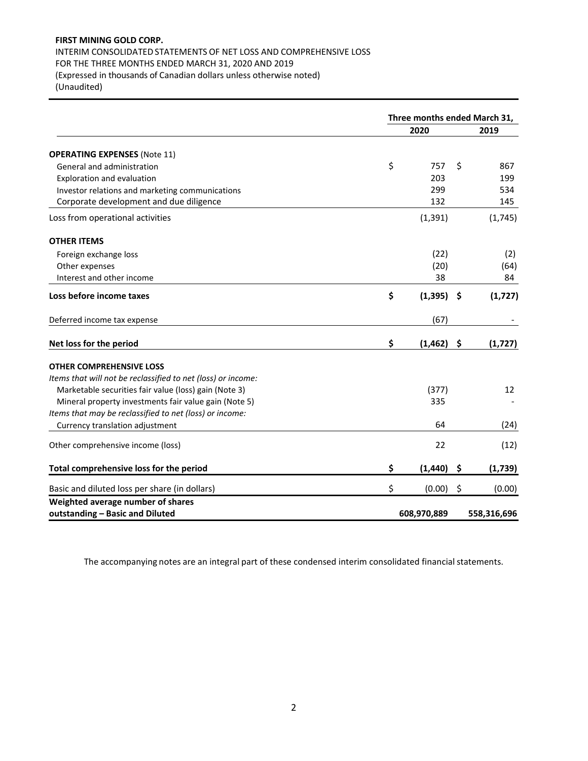**FIRST MINING GOLD CORP.**
INTERIM CONSOLIDATED STATEMENTS OF NET LOSS AND COMPREHENSIVE LOSS
FOR THE THREE MONTHS ENDED MARCH 31, 2020 AND 2019
(Expressed in thousands of Canadian dollars unless otherwise noted)
(Unaudited)

| | Three months ended March 31, | |
|---|---|---|
| | **2020** | **2019** |
| **OPERATING EXPENSES** (Note 11) | | |
| General and administration | $ 757 | $ 867 |
| Exploration and evaluation | 203 | 199 |
| Investor relations and marketing communications | 299 | 534 |
| Corporate development and due diligence | 132 | 145 |
| Loss from operational activities | (1,391) | (1,745) |
| **OTHER ITEMS** | | |
| Foreign exchange loss | (22) | (2) |
| Other expenses | (20) | (64) |
| Interest and other income | 38 | 84 |
| **Loss before income taxes** | **$ (1,395)** | **$ (1,727)** |
| Deferred income tax expense | (67) | - |
| **Net loss for the period** | **$ (1,462)** | **$ (1,727)** |
| **OTHER COMPREHENSIVE LOSS** | | |
| *Items that will not be reclassified to net (loss) or income:* | | |
| Marketable securities fair value (loss) gain (Note 3) | (377) | 12 |
| Mineral property investments fair value gain (Note 5) | 335 | - |
| *Items that may be reclassified to net (loss) or income:* | | |
| Currency translation adjustment | 64 | (24) |
| Other comprehensive income (loss) | 22 | (12) |
| **Total comprehensive loss for the period** | **$ (1,440)** | **$ (1,739)** |
| Basic and diluted loss per share (in dollars) | $ (0.00) | $ (0.00) |
| **Weighted average number of shares outstanding – Basic and Diluted** | **608,970,889** | **558,316,696** |

The accompanying notes are an integral part of these condensed interim consolidated financial statements.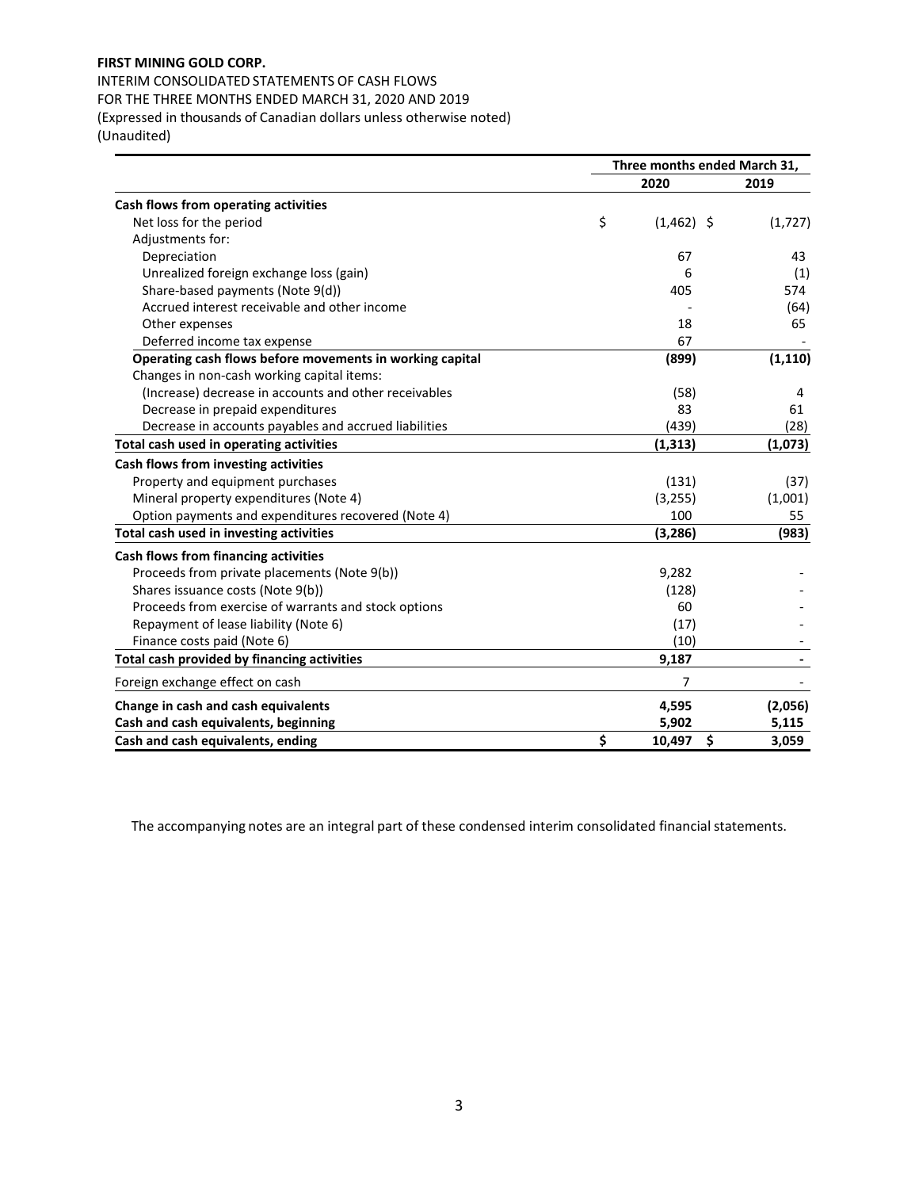**FIRST MINING GOLD CORP.**

INTERIM CONSOLIDATED STATEMENTS OF CASH FLOWS
FOR THE THREE MONTHS ENDED MARCH 31, 2020 AND 2019
(Expressed in thousands of Canadian dollars unless otherwise noted)
(Unaudited)

| | Three months ended March 31, | |
|---|---|---|
| | **2020** | **2019** |
| **Cash flows from operating activities** | | |
| Net loss for the period | $ (1,462) | $ (1,727) |
| Adjustments for: | | |
| Depreciation | 67 | 43 |
| Unrealized foreign exchange loss (gain) | 6 | (1) |
| Share-based payments (Note 9(d)) | 405 | 574 |
| Accrued interest receivable and other income | - | (64) |
| Other expenses | 18 | 65 |
| Deferred income tax expense | 67 | - |
| **Operating cash flows before movements in working capital** | **(899)** | **(1,110)** |
| Changes in non-cash working capital items: | | |
| (Increase) decrease in accounts and other receivables | (58) | 4 |
| Decrease in prepaid expenditures | 83 | 61 |
| Decrease in accounts payables and accrued liabilities | (439) | (28) |
| **Total cash used in operating activities** | **(1,313)** | **(1,073)** |
| **Cash flows from investing activities** | | |
| Property and equipment purchases | (131) | (37) |
| Mineral property expenditures (Note 4) | (3,255) | (1,001) |
| Option payments and expenditures recovered (Note 4) | 100 | 55 |
| **Total cash used in investing activities** | **(3,286)** | **(983)** |
| **Cash flows from financing activities** | | |
| Proceeds from private placements (Note 9(b)) | 9,282 | - |
| Shares issuance costs (Note 9(b)) | (128) | - |
| Proceeds from exercise of warrants and stock options | 60 | - |
| Repayment of lease liability (Note 6) | (17) | - |
| Finance costs paid (Note 6) | (10) | - |
| **Total cash provided by financing activities** | **9,187** | **-** |
| Foreign exchange effect on cash | 7 | - |
| **Change in cash and cash equivalents** | **4,595** | **(2,056)** |
| **Cash and cash equivalents, beginning** | **5,902** | **5,115** |
| **Cash and cash equivalents, ending** | **$ 10,497** | **$ 3,059** |

The accompanying notes are an integral part of these condensed interim consolidated financial statements.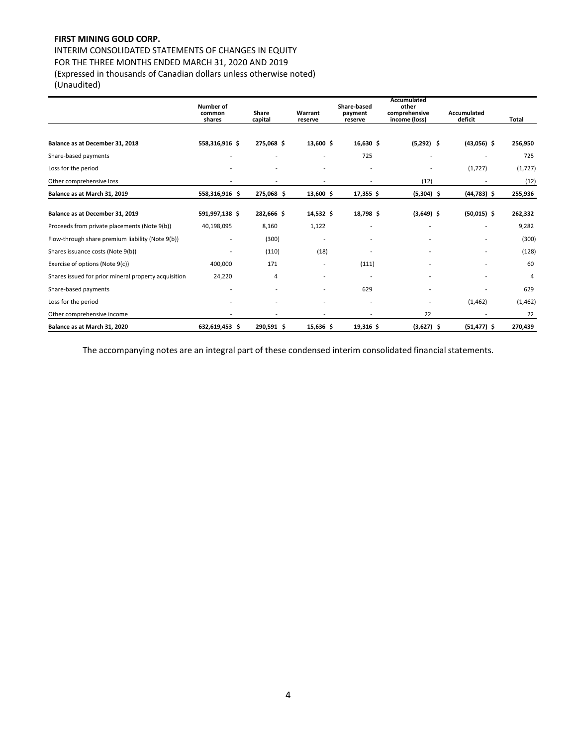**FIRST MINING GOLD CORP.**

INTERIM CONSOLIDATED STATEMENTS OF CHANGES IN EQUITY
FOR THE THREE MONTHS ENDED MARCH 31, 2020 AND 2019
(Expressed in thousands of Canadian dollars unless otherwise noted)
(Unaudited)

| | Number of common shares | Share capital | Warrant reserve | Share-based payment reserve | Accumulated other comprehensive income (loss) | Accumulated deficit | Total |
|---|---|---|---|---|---|---|---|
| **Balance as at December 31, 2018** | **558,316,916** | **$ 275,068** | **$ 13,600** | **$ 16,630** | **$ (5,292)** | **$ (43,056)** | **$ 256,950** |
| Share-based payments | - | - | - | 725 | - | - | 725 |
| Loss for the period | - | - | - | - | - | (1,727) | (1,727) |
| Other comprehensive loss | - | - | - | - | (12) | - | (12) |
| **Balance as at March 31, 2019** | **558,316,916** | **$ 275,068** | **$ 13,600** | **$ 17,355** | **$ (5,304)** | **$ (44,783)** | **$ 255,936** |
| **Balance as at December 31, 2019** | **591,997,138** | **$ 282,666** | **$ 14,532** | **$ 18,798** | **$ (3,649)** | **$ (50,015)** | **$ 262,332** |
| Proceeds from private placements (Note 9(b)) | 40,198,095 | 8,160 | 1,122 | - | - | - | 9,282 |
| Flow-through share premium liability (Note 9(b)) | - | (300) | - | - | - | - | (300) |
| Shares issuance costs (Note 9(b)) | - | (110) | (18) | - | - | - | (128) |
| Exercise of options (Note 9(c)) | 400,000 | 171 | - | (111) | - | - | 60 |
| Shares issued for prior mineral property acquisition | 24,220 | 4 | - | - | - | - | 4 |
| Share-based payments | - | - | - | 629 | - | - | 629 |
| Loss for the period | - | - | - | - | - | (1,462) | (1,462) |
| Other comprehensive income | - | - | - | - | 22 | - | 22 |
| **Balance as at March 31, 2020** | **632,619,453** | **$ 290,591** | **$ 15,636** | **$ 19,316** | **$ (3,627)** | **$ (51,477)** | **$ 270,439** |

The accompanying notes are an integral part of these condensed interim consolidated financial statements.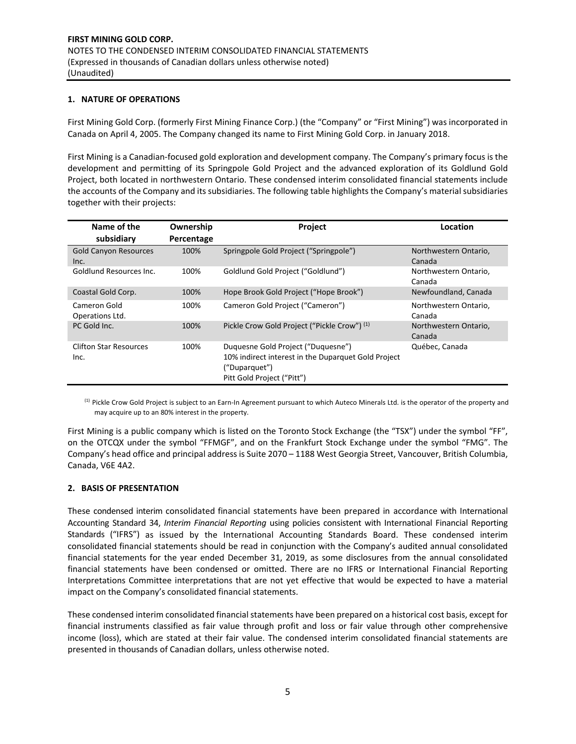**FIRST MINING GOLD CORP.**
NOTES TO THE CONDENSED INTERIM CONSOLIDATED FINANCIAL STATEMENTS
(Expressed in thousands of Canadian dollars unless otherwise noted)
(Unaudited)

## 1. NATURE OF OPERATIONS

First Mining Gold Corp. (formerly First Mining Finance Corp.) (the "Company" or "First Mining") was incorporated in Canada on April 4, 2005. The Company changed its name to First Mining Gold Corp. in January 2018.

First Mining is a Canadian-focused gold exploration and development company. The Company's primary focus is the development and permitting of its Springpole Gold Project and the advanced exploration of its Goldlund Gold Project, both located in northwestern Ontario. These condensed interim consolidated financial statements include the accounts of the Company and its subsidiaries. The following table highlights the Company's material subsidiaries together with their projects:

| Name of the subsidiary | Ownership Percentage | Project | Location |
|---|---|---|---|
| Gold Canyon Resources Inc. | 100% | Springpole Gold Project ("Springpole") | Northwestern Ontario, Canada |
| Goldlund Resources Inc. | 100% | Goldlund Gold Project ("Goldlund") | Northwestern Ontario, Canada |
| Coastal Gold Corp. | 100% | Hope Brook Gold Project ("Hope Brook") | Newfoundland, Canada |
| Cameron Gold Operations Ltd. | 100% | Cameron Gold Project ("Cameron") | Northwestern Ontario, Canada |
| PC Gold Inc. | 100% | Pickle Crow Gold Project ("Pickle Crow") [1] | Northwestern Ontario, Canada |
| Clifton Star Resources Inc. | 100% | Duquesne Gold Project ("Duquesne")<br>10% indirect interest in the Duparquet Gold Project ("Duparquet")<br>Pitt Gold Project ("Pitt") | Québec, Canada |

[1] Pickle Crow Gold Project is subject to an Earn-In Agreement pursuant to which Auteco Minerals Ltd. is the operator of the property and may acquire up to an 80% interest in the property.

First Mining is a public company which is listed on the Toronto Stock Exchange (the "TSX") under the symbol "FF", on the OTCQX under the symbol "FFMGF", and on the Frankfurt Stock Exchange under the symbol "FMG". The Company's head office and principal address is Suite 2070 – 1188 West Georgia Street, Vancouver, British Columbia, Canada, V6E 4A2.

## 2. BASIS OF PRESENTATION

These condensed interim consolidated financial statements have been prepared in accordance with International Accounting Standard 34, *Interim Financial Reporting* using policies consistent with International Financial Reporting Standards ("IFRS") as issued by the International Accounting Standards Board. These condensed interim consolidated financial statements should be read in conjunction with the Company's audited annual consolidated financial statements for the year ended December 31, 2019, as some disclosures from the annual consolidated financial statements have been condensed or omitted. There are no IFRS or International Financial Reporting Interpretations Committee interpretations that are not yet effective that would be expected to have a material impact on the Company's consolidated financial statements.

These condensed interim consolidated financial statements have been prepared on a historical cost basis, except for financial instruments classified as fair value through profit and loss or fair value through other comprehensive income (loss), which are stated at their fair value. The condensed interim consolidated financial statements are presented in thousands of Canadian dollars, unless otherwise noted.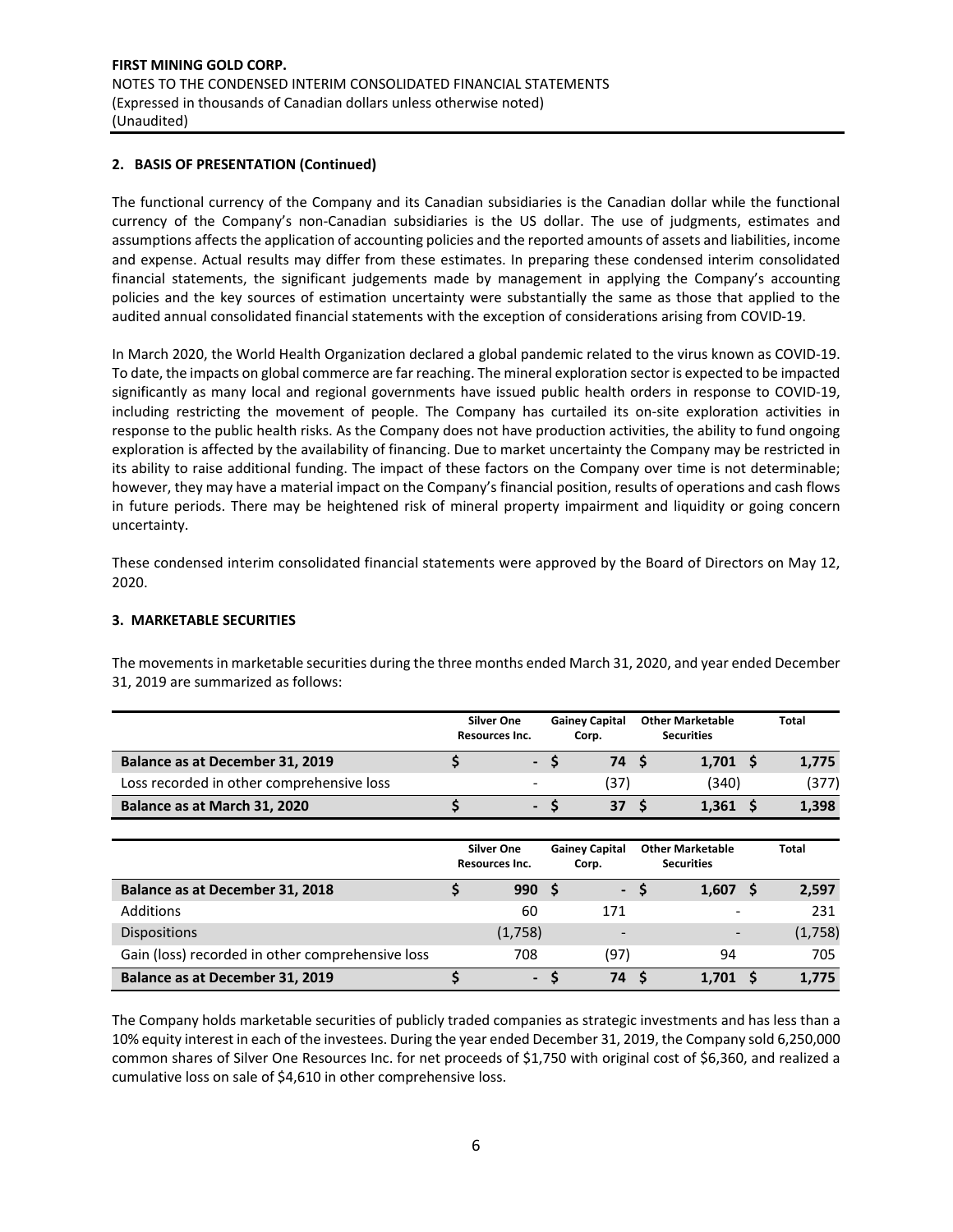**FIRST MINING GOLD CORP.**
NOTES TO THE CONDENSED INTERIM CONSOLIDATED FINANCIAL STATEMENTS
(Expressed in thousands of Canadian dollars unless otherwise noted)
(Unaudited)

## 2. BASIS OF PRESENTATION (Continued)

The functional currency of the Company and its Canadian subsidiaries is the Canadian dollar while the functional currency of the Company's non-Canadian subsidiaries is the US dollar. The use of judgments, estimates and assumptions affects the application of accounting policies and the reported amounts of assets and liabilities, income and expense. Actual results may differ from these estimates. In preparing these condensed interim consolidated financial statements, the significant judgements made by management in applying the Company's accounting policies and the key sources of estimation uncertainty were substantially the same as those that applied to the audited annual consolidated financial statements with the exception of considerations arising from COVID-19.

In March 2020, the World Health Organization declared a global pandemic related to the virus known as COVID-19. To date, the impacts on global commerce are far reaching. The mineral exploration sector is expected to be impacted significantly as many local and regional governments have issued public health orders in response to COVID-19, including restricting the movement of people. The Company has curtailed its on-site exploration activities in response to the public health risks. As the Company does not have production activities, the ability to fund ongoing exploration is affected by the availability of financing. Due to market uncertainty the Company may be restricted in its ability to raise additional funding. The impact of these factors on the Company over time is not determinable; however, they may have a material impact on the Company's financial position, results of operations and cash flows in future periods. There may be heightened risk of mineral property impairment and liquidity or going concern uncertainty.

These condensed interim consolidated financial statements were approved by the Board of Directors on May 12, 2020.

## 3. MARKETABLE SECURITIES

The movements in marketable securities during the three months ended March 31, 2020, and year ended December 31, 2019 are summarized as follows:

| | Silver One Resources Inc. | Gainey Capital Corp. | Other Marketable Securities | Total |
|---|---|---|---|---|
| **Balance as at December 31, 2019** | **$ -** | **$ 74** | **$ 1,701** | **$ 1,775** |
| Loss recorded in other comprehensive loss | - | (37) | (340) | (377) |
| **Balance as at March 31, 2020** | **$ -** | **$ 37** | **$ 1,361** | **$ 1,398** |

| | Silver One Resources Inc. | Gainey Capital Corp. | Other Marketable Securities | Total |
|---|---|---|---|---|
| **Balance as at December 31, 2018** | **$ 990** | **$ -** | **$ 1,607** | **$ 2,597** |
| Additions | 60 | 171 | - | 231 |
| Dispositions | (1,758) | - | - | (1,758) |
| Gain (loss) recorded in other comprehensive loss | 708 | (97) | 94 | 705 |
| **Balance as at December 31, 2019** | **$ -** | **$ 74** | **$ 1,701** | **$ 1,775** |

The Company holds marketable securities of publicly traded companies as strategic investments and has less than a 10% equity interest in each of the investees. During the year ended December 31, 2019, the Company sold 6,250,000 common shares of Silver One Resources Inc. for net proceeds of $1,750 with original cost of $6,360, and realized a cumulative loss on sale of $4,610 in other comprehensive loss.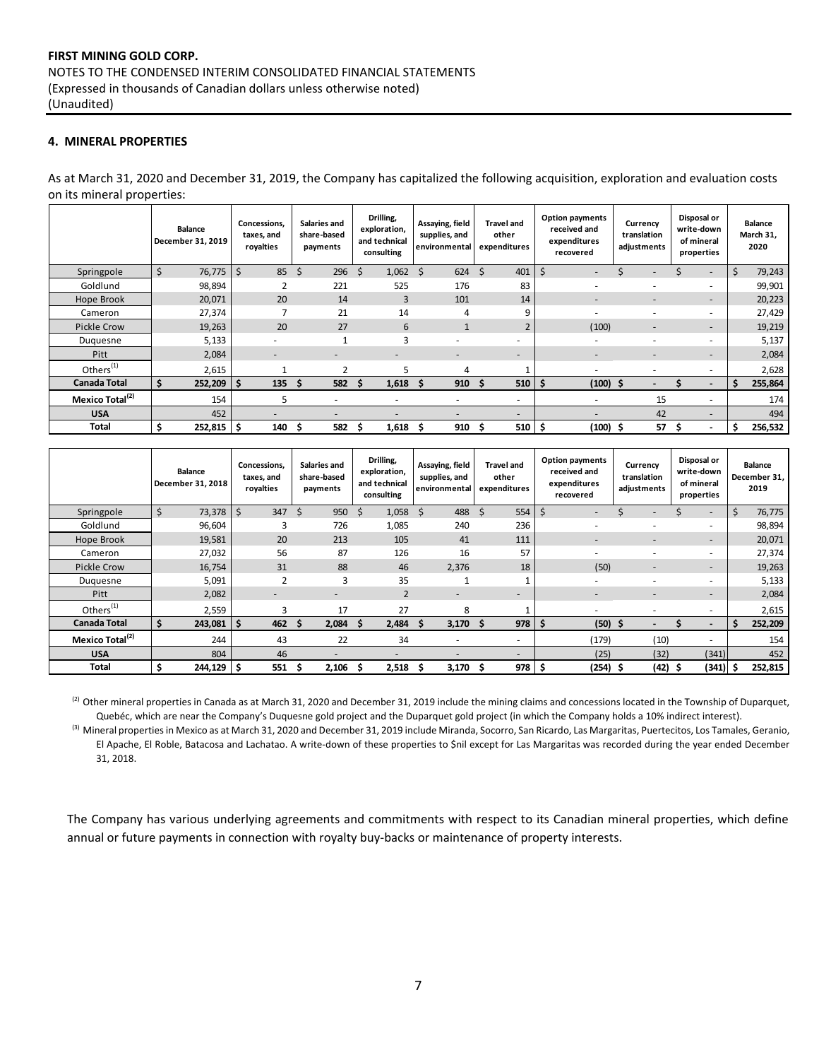## 4. MINERAL PROPERTIES

As at March 31, 2020 and December 31, 2019, the Company has capitalized the following acquisition, exploration and evaluation costs on its mineral properties:

| | Balance December 31, 2019 | Concessions, taxes, and royalties | Salaries and share-based payments | Drilling, exploration, and technical consulting | Assaying, field supplies, and environmental | Travel and other expenditures | Option payments received and expenditures recovered | Currency translation adjustments | Disposal or write-down of mineral properties | Balance March 31, 2020 |
|---|---|---|---|---|---|---|---|---|---|---|
| Springpole | $ 76,775 | $ 85 | $ 296 | $ 1,062 | $ 624 | $ 401 | $ - | $ - | $ - | $ 79,243 |
| Goldlund | 98,894 | 2 | 221 | 525 | 176 | 83 | - | - | - | 99,901 |
| Hope Brook | 20,071 | 20 | 14 | 3 | 101 | 14 | - | - | - | 20,223 |
| Cameron | 27,374 | 7 | 21 | 14 | 4 | 9 | - | - | - | 27,429 |
| Pickle Crow | 19,263 | 20 | 27 | 6 | 1 | 2 | (100) | - | - | 19,219 |
| Duquesne | 5,133 | - | 1 | 3 | - | - | - | - | - | 5,137 |
| Pitt | 2,084 | - | - | - | - | - | - | - | - | 2,084 |
| Others[1] | 2,615 | 1 | 2 | 5 | 4 | 1 | - | - | - | 2,628 |
| **Canada Total** | **$ 252,209** | **$ 135** | **$ 582** | **$ 1,618** | **$ 910** | **$ 510** | **$ (100)** | **$ -** | **$ -** | **$ 255,864** |
| **Mexico Total[2]** | 154 | 5 | - | - | - | - | - | 15 | - | 174 |
| **USA** | 452 | - | - | - | - | - | - | 42 | - | 494 |
| **Total** | **$ 252,815** | **$ 140** | **$ 582** | **$ 1,618** | **$ 910** | **$ 510** | **$ (100)** | **$ 57** | **$ -** | **$ 256,532** |

| | Balance December 31, 2018 | Concessions, taxes, and royalties | Salaries and share-based payments | Drilling, exploration, and technical consulting | Assaying, field supplies, and environmental | Travel and other expenditures | Option payments received and expenditures recovered | Currency translation adjustments | Disposal or write-down of mineral properties | Balance December 31, 2019 |
|---|---|---|---|---|---|---|---|---|---|---|
| Springpole | $ 73,378 | $ 347 | $ 950 | $ 1,058 | $ 488 | $ 554 | $ - | $ - | $ - | $ 76,775 |
| Goldlund | 96,604 | 3 | 726 | 1,085 | 240 | 236 | - | - | - | 98,894 |
| Hope Brook | 19,581 | 20 | 213 | 105 | 41 | 111 | - | - | - | 20,071 |
| Cameron | 27,032 | 56 | 87 | 126 | 16 | 57 | - | - | - | 27,374 |
| Pickle Crow | 16,754 | 31 | 88 | 46 | 2,376 | 18 | (50) | - | - | 19,263 |
| Duquesne | 5,091 | 2 | 3 | 35 | 1 | 1 | - | - | - | 5,133 |
| Pitt | 2,082 | - | - | 2 | - | - | - | - | - | 2,084 |
| Others[1] | 2,559 | 3 | 17 | 27 | 8 | 1 | - | - | - | 2,615 |
| **Canada Total** | **$ 243,081** | **$ 462** | **$ 2,084** | **$ 2,484** | **$ 3,170** | **$ 978** | **$ (50)** | **$ -** | **$ -** | **$ 252,209** |
| **Mexico Total[2]** | 244 | 43 | 22 | 34 | - | - | (179) | (10) | - | 154 |
| **USA** | 804 | 46 | - | - | - | - | (25) | (32) | (341) | 452 |
| **Total** | **$ 244,129** | **$ 551** | **$ 2,106** | **$ 2,518** | **$ 3,170** | **$ 978** | **$ (254)** | **$ (42)** | **$ (341)** | **$ 252,815** |

[2] Other mineral properties in Canada as at March 31, 2020 and December 31, 2019 include the mining claims and concessions located in the Township of Duparquet, Quebéc, which are near the Company's Duquesne gold project and the Duparquet gold project (in which the Company holds a 10% indirect interest).

[3] Mineral properties in Mexico as at March 31, 2020 and December 31, 2019 include Miranda, Socorro, San Ricardo, Las Margaritas, Puertecitos, Los Tamales, Geranio, El Apache, El Roble, Batacosa and Lachatao. A write-down of these properties to $nil except for Las Margaritas was recorded during the year ended December 31, 2018.

The Company has various underlying agreements and commitments with respect to its Canadian mineral properties, which define annual or future payments in connection with royalty buy-backs or maintenance of property interests.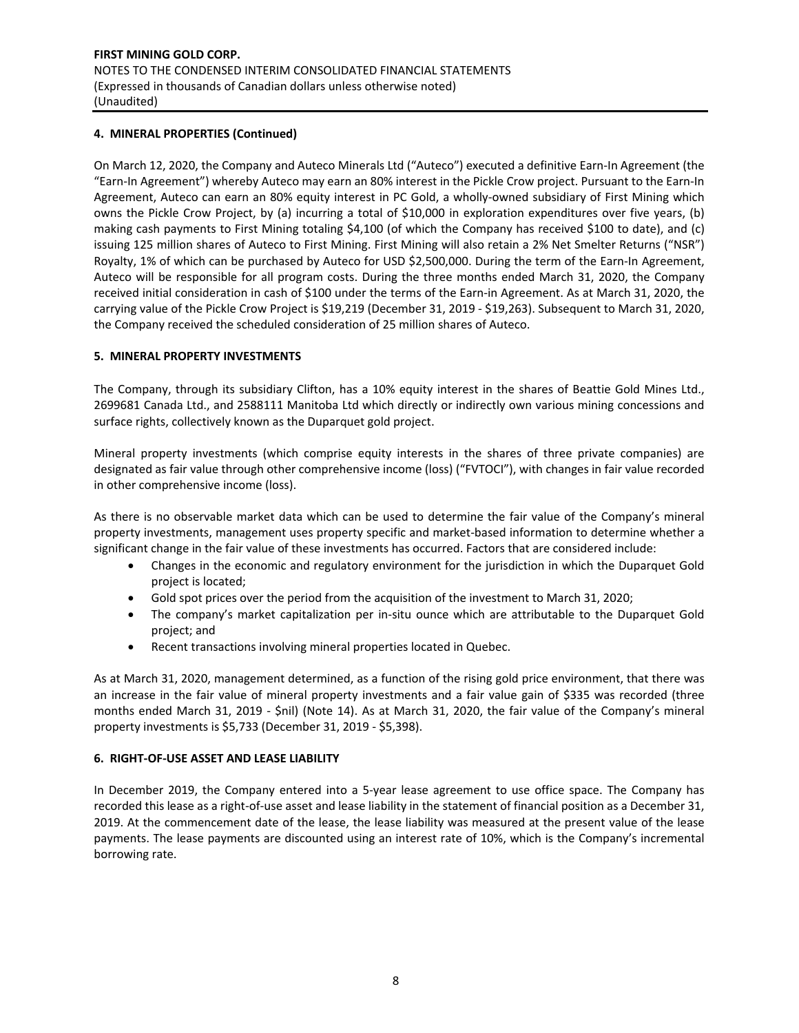## 4. MINERAL PROPERTIES (Continued)

On March 12, 2020, the Company and Auteco Minerals Ltd ("Auteco") executed a definitive Earn-In Agreement (the "Earn-In Agreement") whereby Auteco may earn an 80% interest in the Pickle Crow project. Pursuant to the Earn-In Agreement, Auteco can earn an 80% equity interest in PC Gold, a wholly-owned subsidiary of First Mining which owns the Pickle Crow Project, by (a) incurring a total of $10,000 in exploration expenditures over five years, (b) making cash payments to First Mining totaling $4,100 (of which the Company has received $100 to date), and (c) issuing 125 million shares of Auteco to First Mining. First Mining will also retain a 2% Net Smelter Returns ("NSR") Royalty, 1% of which can be purchased by Auteco for USD $2,500,000. During the term of the Earn-In Agreement, Auteco will be responsible for all program costs. During the three months ended March 31, 2020, the Company received initial consideration in cash of $100 under the terms of the Earn-in Agreement. As at March 31, 2020, the carrying value of the Pickle Crow Project is $19,219 (December 31, 2019 - $19,263). Subsequent to March 31, 2020, the Company received the scheduled consideration of 25 million shares of Auteco.

## 5. MINERAL PROPERTY INVESTMENTS

The Company, through its subsidiary Clifton, has a 10% equity interest in the shares of Beattie Gold Mines Ltd., 2699681 Canada Ltd., and 2588111 Manitoba Ltd which directly or indirectly own various mining concessions and surface rights, collectively known as the Duparquet gold project.

Mineral property investments (which comprise equity interests in the shares of three private companies) are designated as fair value through other comprehensive income (loss) ("FVTOCI"), with changes in fair value recorded in other comprehensive income (loss).

As there is no observable market data which can be used to determine the fair value of the Company's mineral property investments, management uses property specific and market-based information to determine whether a significant change in the fair value of these investments has occurred. Factors that are considered include:

- Changes in the economic and regulatory environment for the jurisdiction in which the Duparquet Gold project is located;
- Gold spot prices over the period from the acquisition of the investment to March 31, 2020;
- The company's market capitalization per in-situ ounce which are attributable to the Duparquet Gold project; and
- Recent transactions involving mineral properties located in Quebec.

As at March 31, 2020, management determined, as a function of the rising gold price environment, that there was an increase in the fair value of mineral property investments and a fair value gain of $335 was recorded (three months ended March 31, 2019 - $nil) (Note 14). As at March 31, 2020, the fair value of the Company's mineral property investments is $5,733 (December 31, 2019 - $5,398).

## 6. RIGHT-OF-USE ASSET AND LEASE LIABILITY

In December 2019, the Company entered into a 5-year lease agreement to use office space. The Company has recorded this lease as a right-of-use asset and lease liability in the statement of financial position as a December 31, 2019. At the commencement date of the lease, the lease liability was measured at the present value of the lease payments. The lease payments are discounted using an interest rate of 10%, which is the Company's incremental borrowing rate.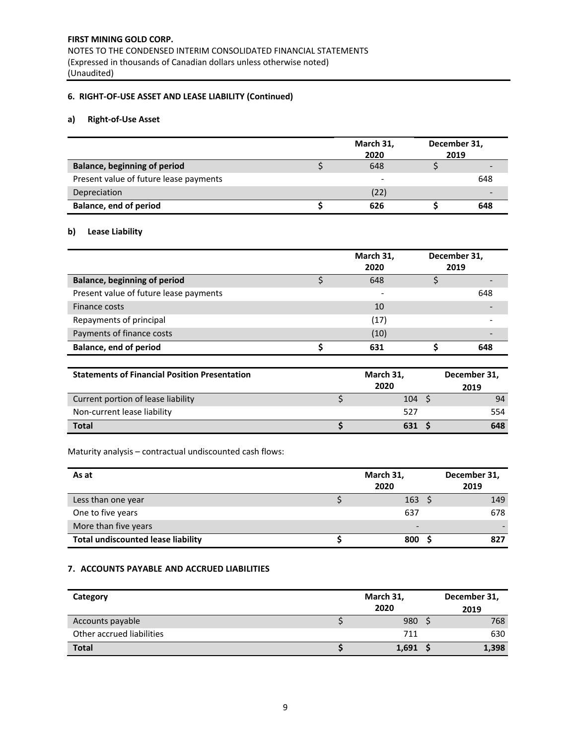## 6. RIGHT-OF-USE ASSET AND LEASE LIABILITY (Continued)

### a) Right-of-Use Asset

| | March 31, 2020 | December 31, 2019 |
|---|---|---|
| **Balance, beginning of period** | $ 648 | $ - |
| Present value of future lease payments | - | 648 |
| Depreciation | (22) | - |
| **Balance, end of period** | **$ 626** | **$ 648** |

### b) Lease Liability

| | March 31, 2020 | December 31, 2019 |
|---|---|---|
| **Balance, beginning of period** | $ 648 | $ - |
| Present value of future lease payments | - | 648 |
| Finance costs | 10 | - |
| Repayments of principal | (17) | - |
| Payments of finance costs | (10) | - |
| **Balance, end of period** | **$ 631** | **$ 648** |

| **Statements of Financial Position Presentation** | March 31, 2020 | December 31, 2019 |
|---|---|---|
| Current portion of lease liability | $ 104 | $ 94 |
| Non-current lease liability | 527 | 554 |
| **Total** | **$ 631** | **$ 648** |

Maturity analysis – contractual undiscounted cash flows:

| As at | March 31, 2020 | December 31, 2019 |
|---|---|---|
| Less than one year | $ 163 | $ 149 |
| One to five years | 637 | 678 |
| More than five years | - | - |
| **Total undiscounted lease liability** | **$ 800** | **$ 827** |

## 7. ACCOUNTS PAYABLE AND ACCRUED LIABILITIES

| Category | March 31, 2020 | December 31, 2019 |
|---|---|---|
| Accounts payable | $ 980 | $ 768 |
| Other accrued liabilities | 711 | 630 |
| **Total** | **$ 1,691** | **$ 1,398** |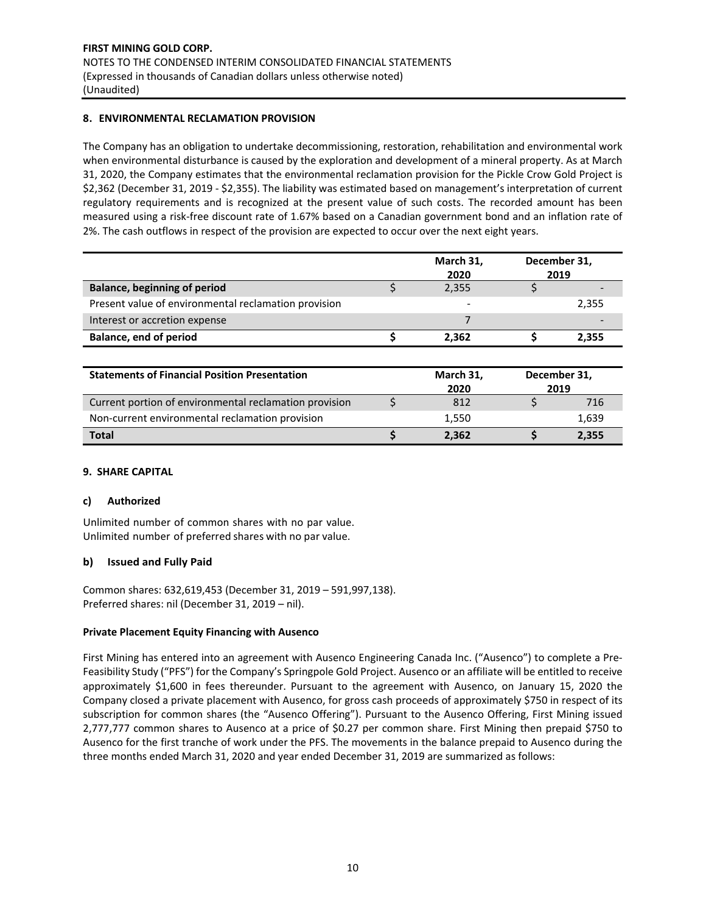## 8. ENVIRONMENTAL RECLAMATION PROVISION

The Company has an obligation to undertake decommissioning, restoration, rehabilitation and environmental work when environmental disturbance is caused by the exploration and development of a mineral property. As at March 31, 2020, the Company estimates that the environmental reclamation provision for the Pickle Crow Gold Project is \$2,362 (December 31, 2019 - \$2,355). The liability was estimated based on management's interpretation of current regulatory requirements and is recognized at the present value of such costs. The recorded amount has been measured using a risk-free discount rate of 1.67% based on a Canadian government bond and an inflation rate of 2%. The cash outflows in respect of the provision are expected to occur over the next eight years.

| | | March 31, 2020 | | December 31, 2019 |
|---|---|---|---|---|
| **Balance, beginning of period** | \$ | 2,355 | \$ | - |
| Present value of environmental reclamation provision | | - | | 2,355 |
| Interest or accretion expense | | 7 | | - |
| **Balance, end of period** | **\$** | **2,362** | **\$** | **2,355** |

| **Statements of Financial Position Presentation** | | March 31, 2020 | | December 31, 2019 |
|---|---|---|---|---|
| Current portion of environmental reclamation provision | \$ | 812 | \$ | 716 |
| Non-current environmental reclamation provision | | 1,550 | | 1,639 |
| **Total** | **\$** | **2,362** | **\$** | **2,355** |

## 9. SHARE CAPITAL

### c) Authorized

Unlimited number of common shares with no par value.
Unlimited number of preferred shares with no par value.

### b) Issued and Fully Paid

Common shares: 632,619,453 (December 31, 2019 – 591,997,138).
Preferred shares: nil (December 31, 2019 – nil).

**Private Placement Equity Financing with Ausenco**

First Mining has entered into an agreement with Ausenco Engineering Canada Inc. ("Ausenco") to complete a Pre-Feasibility Study ("PFS") for the Company's Springpole Gold Project. Ausenco or an affiliate will be entitled to receive approximately \$1,600 in fees thereunder. Pursuant to the agreement with Ausenco, on January 15, 2020 the Company closed a private placement with Ausenco, for gross cash proceeds of approximately \$750 in respect of its subscription for common shares (the "Ausenco Offering"). Pursuant to the Ausenco Offering, First Mining issued 2,777,777 common shares to Ausenco at a price of \$0.27 per common share. First Mining then prepaid \$750 to Ausenco for the first tranche of work under the PFS. The movements in the balance prepaid to Ausenco during the three months ended March 31, 2020 and year ended December 31, 2019 are summarized as follows: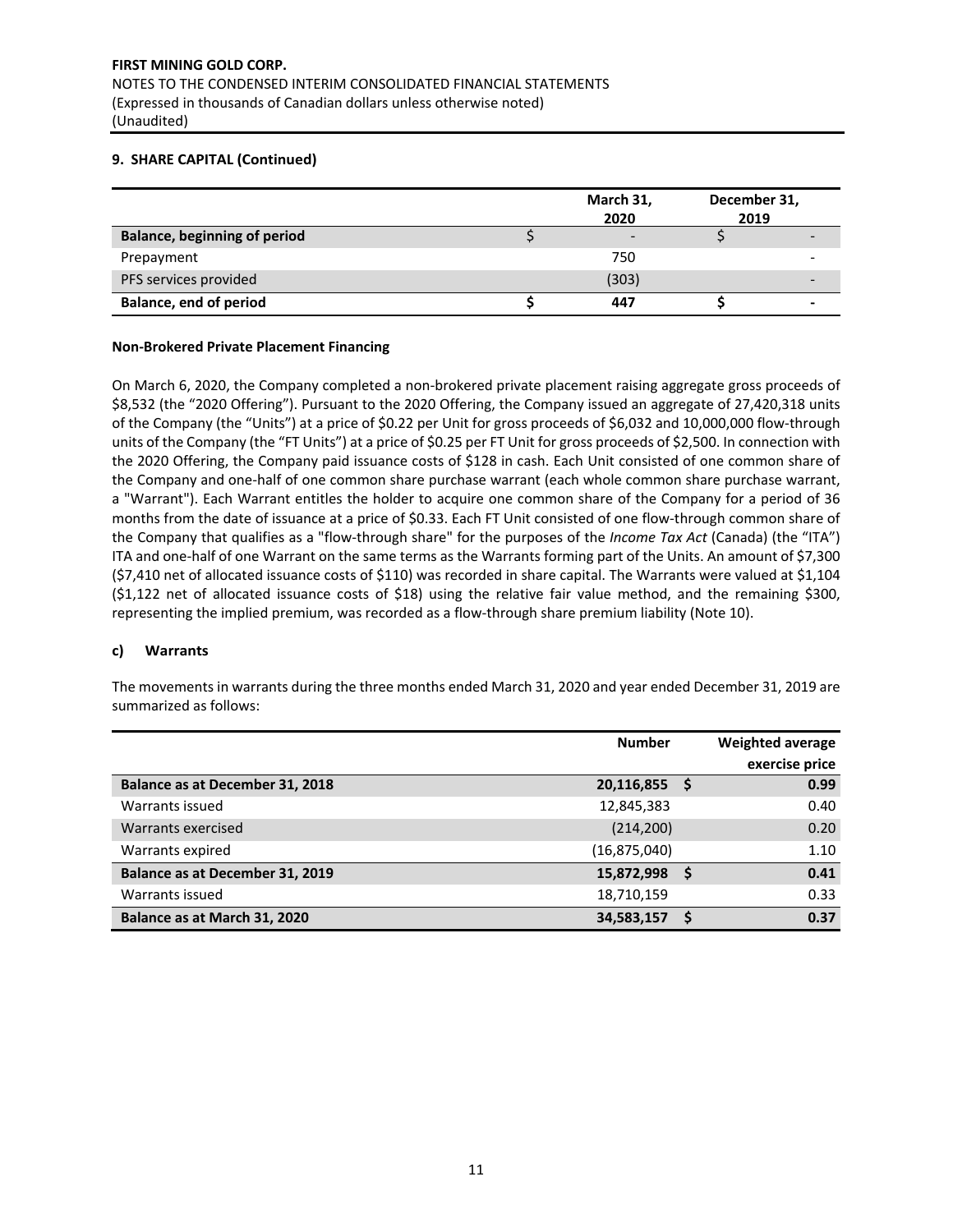## 9. SHARE CAPITAL (Continued)

| | March 31, 2020 | December 31, 2019 |
|---|---|---|
| **Balance, beginning of period** | $ - | $ - |
| Prepayment | 750 | - |
| PFS services provided | (303) | - |
| **Balance, end of period** | **$ 447** | **$ -** |

**Non-Brokered Private Placement Financing**

On March 6, 2020, the Company completed a non-brokered private placement raising aggregate gross proceeds of $8,532 (the "2020 Offering"). Pursuant to the 2020 Offering, the Company issued an aggregate of 27,420,318 units of the Company (the "Units") at a price of $0.22 per Unit for gross proceeds of $6,032 and 10,000,000 flow-through units of the Company (the "FT Units") at a price of $0.25 per FT Unit for gross proceeds of $2,500. In connection with the 2020 Offering, the Company paid issuance costs of $128 in cash. Each Unit consisted of one common share of the Company and one-half of one common share purchase warrant (each whole common share purchase warrant, a "Warrant"). Each Warrant entitles the holder to acquire one common share of the Company for a period of 36 months from the date of issuance at a price of $0.33. Each FT Unit consisted of one flow-through common share of the Company that qualifies as a "flow-through share" for the purposes of the *Income Tax Act* (Canada) (the "ITA") ITA and one-half of one Warrant on the same terms as the Warrants forming part of the Units. An amount of $7,300 ($7,410 net of allocated issuance costs of $110) was recorded in share capital. The Warrants were valued at $1,104 ($1,122 net of allocated issuance costs of $18) using the relative fair value method, and the remaining $300, representing the implied premium, was recorded as a flow-through share premium liability (Note 10).

### c) Warrants

The movements in warrants during the three months ended March 31, 2020 and year ended December 31, 2019 are summarized as follows:

| | Number | Weighted average exercise price |
|---|---|---|
| **Balance as at December 31, 2018** | **20,116,855** | **$ 0.99** |
| Warrants issued | 12,845,383 | 0.40 |
| Warrants exercised | (214,200) | 0.20 |
| Warrants expired | (16,875,040) | 1.10 |
| **Balance as at December 31, 2019** | **15,872,998** | **$ 0.41** |
| Warrants issued | 18,710,159 | 0.33 |
| **Balance as at March 31, 2020** | **34,583,157** | **$ 0.37** |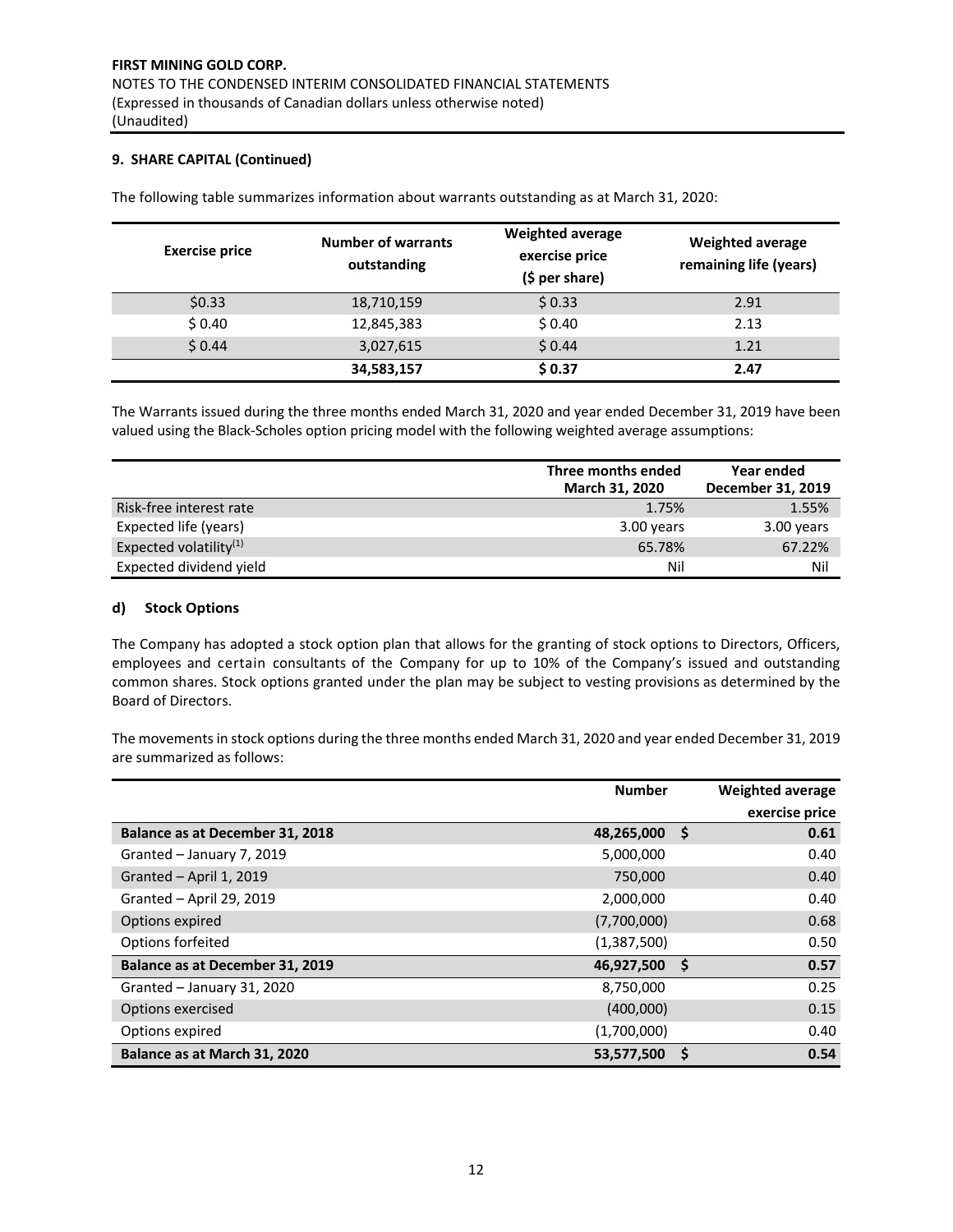**FIRST MINING GOLD CORP.**
NOTES TO THE CONDENSED INTERIM CONSOLIDATED FINANCIAL STATEMENTS
(Expressed in thousands of Canadian dollars unless otherwise noted)
(Unaudited)

**9. SHARE CAPITAL (Continued)**

The following table summarizes information about warrants outstanding as at March 31, 2020:

| Exercise price | Number of warrants outstanding | Weighted average exercise price ($ per share) | Weighted average remaining life (years) |
|---|---|---|---|
| $0.33 | 18,710,159 | $ 0.33 | 2.91 |
| $ 0.40 | 12,845,383 | $ 0.40 | 2.13 |
| $ 0.44 | 3,027,615 | $ 0.44 | 1.21 |
| | **34,583,157** | **$ 0.37** | **2.47** |

The Warrants issued during the three months ended March 31, 2020 and year ended December 31, 2019 have been valued using the Black-Scholes option pricing model with the following weighted average assumptions:

| | Three months ended March 31, 2020 | Year ended December 31, 2019 |
|---|---|---|
| Risk-free interest rate | 1.75% | 1.55% |
| Expected life (years) | 3.00 years | 3.00 years |
| Expected volatility[(1)] | 65.78% | 67.22% |
| Expected dividend yield | Nil | Nil |

**d) Stock Options**

The Company has adopted a stock option plan that allows for the granting of stock options to Directors, Officers, employees and certain consultants of the Company for up to 10% of the Company's issued and outstanding common shares. Stock options granted under the plan may be subject to vesting provisions as determined by the Board of Directors.

The movements in stock options during the three months ended March 31, 2020 and year ended December 31, 2019 are summarized as follows:

| | Number | Weighted average exercise price |
|---|---|---|
| **Balance as at December 31, 2018** | **48,265,000** | **$ 0.61** |
| Granted – January 7, 2019 | 5,000,000 | 0.40 |
| Granted – April 1, 2019 | 750,000 | 0.40 |
| Granted – April 29, 2019 | 2,000,000 | 0.40 |
| Options expired | (7,700,000) | 0.68 |
| Options forfeited | (1,387,500) | 0.50 |
| **Balance as at December 31, 2019** | **46,927,500** | **$ 0.57** |
| Granted – January 31, 2020 | 8,750,000 | 0.25 |
| Options exercised | (400,000) | 0.15 |
| Options expired | (1,700,000) | 0.40 |
| **Balance as at March 31, 2020** | **53,577,500** | **$ 0.54** |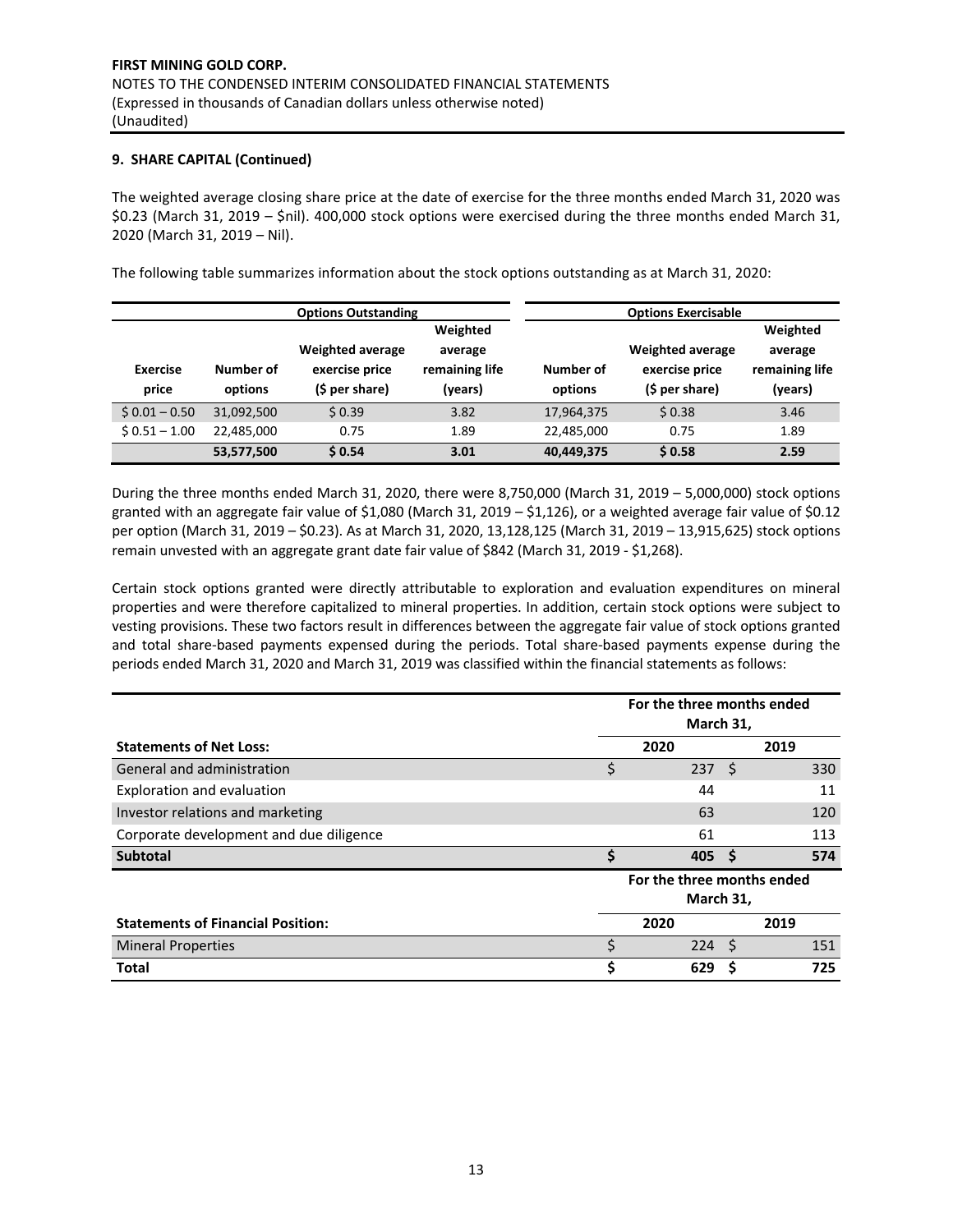### 9. SHARE CAPITAL (Continued)

The weighted average closing share price at the date of exercise for the three months ended March 31, 2020 was $0.23 (March 31, 2019 – $nil). 400,000 stock options were exercised during the three months ended March 31, 2020 (March 31, 2019 – Nil).

The following table summarizes information about the stock options outstanding as at March 31, 2020:

| | Options Outstanding | | | Options Exercisable | | |
|---|---|---|---|---|---|---|
| **Exercise price** | **Number of options** | **Weighted average exercise price ($ per share)** | **Weighted average remaining life (years)** | **Number of options** | **Weighted average exercise price ($ per share)** | **Weighted average remaining life (years)** |
| $ 0.01 – 0.50 | 31,092,500 | $ 0.39 | 3.82 | 17,964,375 | $ 0.38 | 3.46 |
| $ 0.51 – 1.00 | 22,485,000 | 0.75 | 1.89 | 22,485,000 | 0.75 | 1.89 |
| | **53,577,500** | **$ 0.54** | **3.01** | **40,449,375** | **$ 0.58** | **2.59** |

During the three months ended March 31, 2020, there were 8,750,000 (March 31, 2019 – 5,000,000) stock options granted with an aggregate fair value of $1,080 (March 31, 2019 – $1,126), or a weighted average fair value of $0.12 per option (March 31, 2019 – $0.23). As at March 31, 2020, 13,128,125 (March 31, 2019 – 13,915,625) stock options remain unvested with an aggregate grant date fair value of $842 (March 31, 2019 - $1,268).

Certain stock options granted were directly attributable to exploration and evaluation expenditures on mineral properties and were therefore capitalized to mineral properties. In addition, certain stock options were subject to vesting provisions. These two factors result in differences between the aggregate fair value of stock options granted and total share-based payments expensed during the periods. Total share-based payments expense during the periods ended March 31, 2020 and March 31, 2019 was classified within the financial statements as follows:

| | For the three months ended March 31, | |
|---|---|---|
| **Statements of Net Loss:** | **2020** | **2019** |
| General and administration | $ 237 | $ 330 |
| Exploration and evaluation | 44 | 11 |
| Investor relations and marketing | 63 | 120 |
| Corporate development and due diligence | 61 | 113 |
| **Subtotal** | **$ 405** | **$ 574** |
| | **For the three months ended March 31,** | |
| **Statements of Financial Position:** | **2020** | **2019** |
| Mineral Properties | $ 224 | $ 151 |
| **Total** | **$ 629** | **$ 725** |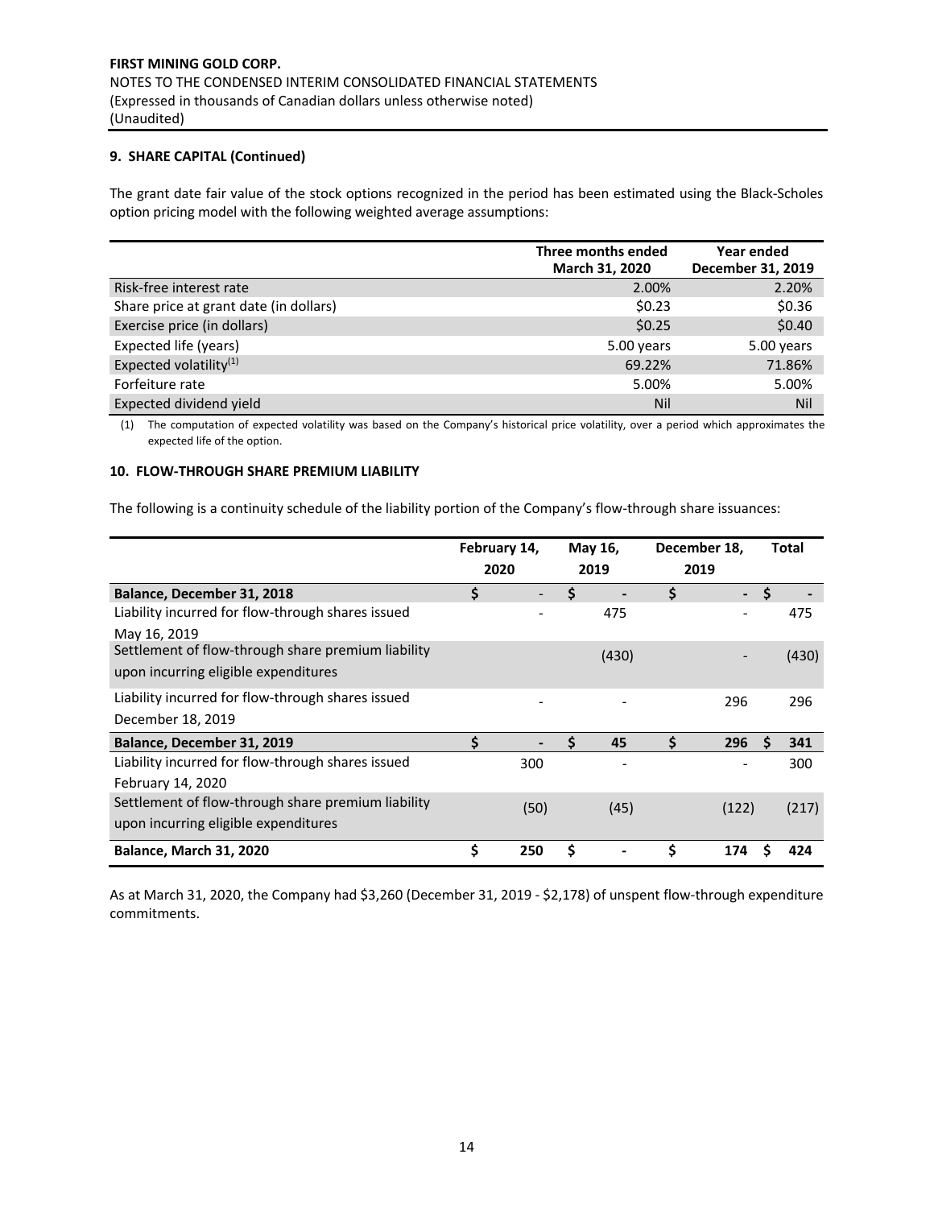## 9. SHARE CAPITAL (Continued)

The grant date fair value of the stock options recognized in the period has been estimated using the Black-Scholes option pricing model with the following weighted average assumptions:

| | Three months ended March 31, 2020 | Year ended December 31, 2019 |
|---|---|---|
| Risk-free interest rate | 2.00% | 2.20% |
| Share price at grant date (in dollars) | \$0.23 | \$0.36 |
| Exercise price (in dollars) | \$0.25 | \$0.40 |
| Expected life (years) | 5.00 years | 5.00 years |
| Expected volatility[1] | 69.22% | 71.86% |
| Forfeiture rate | 5.00% | 5.00% |
| Expected dividend yield | Nil | Nil |

(1) The computation of expected volatility was based on the Company's historical price volatility, over a period which approximates the expected life of the option.

## 10. FLOW-THROUGH SHARE PREMIUM LIABILITY

The following is a continuity schedule of the liability portion of the Company's flow-through share issuances:

| | February 14, 2020 | May 16, 2019 | December 18, 2019 | Total |
|---|---|---|---|---|
| **Balance, December 31, 2018** | \$ - | \$ - | \$ - | \$ - |
| Liability incurred for flow-through shares issued May 16, 2019 | - | 475 | - | 475 |
| Settlement of flow-through share premium liability upon incurring eligible expenditures | | (430) | - | (430) |
| Liability incurred for flow-through shares issued December 18, 2019 | - | - | 296 | 296 |
| **Balance, December 31, 2019** | **\$ -** | **\$ 45** | **\$ 296** | **\$ 341** |
| Liability incurred for flow-through shares issued February 14, 2020 | 300 | - | - | 300 |
| Settlement of flow-through share premium liability upon incurring eligible expenditures | (50) | (45) | (122) | (217) |
| **Balance, March 31, 2020** | **\$ 250** | **\$ -** | **\$ 174** | **\$ 424** |

As at March 31, 2020, the Company had \$3,260 (December 31, 2019 - \$2,178) of unspent flow-through expenditure commitments.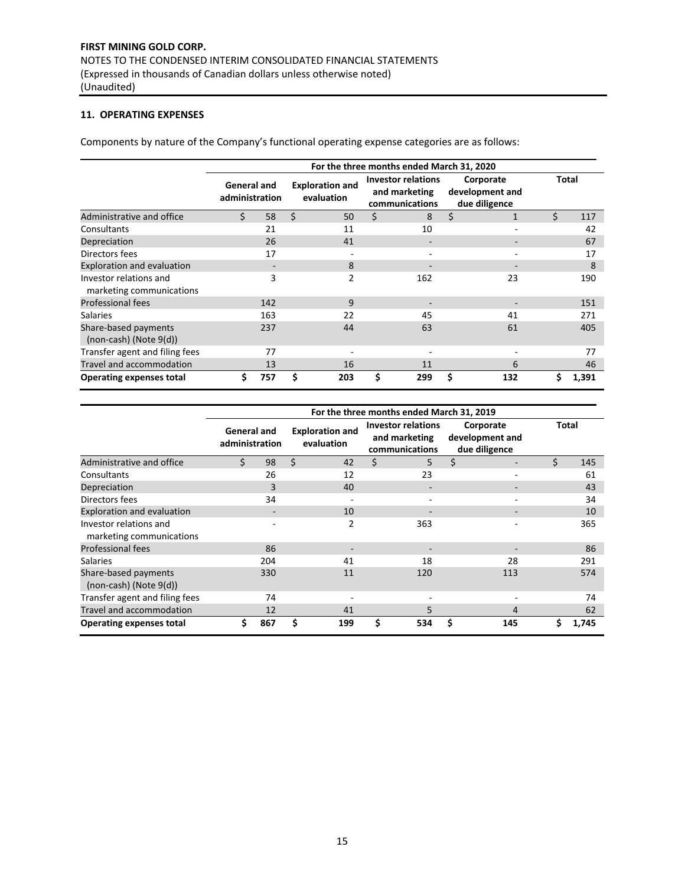**FIRST MINING GOLD CORP.**
NOTES TO THE CONDENSED INTERIM CONSOLIDATED FINANCIAL STATEMENTS
(Expressed in thousands of Canadian dollars unless otherwise noted)
(Unaudited)

## 11. OPERATING EXPENSES

Components by nature of the Company's functional operating expense categories are as follows:

| | For the three months ended March 31, 2020 | | | | |
|---|---|---|---|---|---|
| | General and administration | Exploration and evaluation | Investor relations and marketing communications | Corporate development and due diligence | Total |
| Administrative and office | $ 58 | $ 50 | $ 8 | $ 1 | $ 117 |
| Consultants | 21 | 11 | 10 | - | 42 |
| Depreciation | 26 | 41 | - | - | 67 |
| Directors fees | 17 | - | - | - | 17 |
| Exploration and evaluation | - | 8 | - | - | 8 |
| Investor relations and marketing communications | 3 | 2 | 162 | 23 | 190 |
| Professional fees | 142 | 9 | - | - | 151 |
| Salaries | 163 | 22 | 45 | 41 | 271 |
| Share-based payments (non-cash) (Note 9(d)) | 237 | 44 | 63 | 61 | 405 |
| Transfer agent and filing fees | 77 | - | - | - | 77 |
| Travel and accommodation | 13 | 16 | 11 | 6 | 46 |
| **Operating expenses total** | **$ 757** | **$ 203** | **$ 299** | **$ 132** | **$ 1,391** |

| | For the three months ended March 31, 2019 | | | | |
|---|---|---|---|---|---|
| | General and administration | Exploration and evaluation | Investor relations and marketing communications | Corporate development and due diligence | Total |
| Administrative and office | $ 98 | $ 42 | $ 5 | $ - | $ 145 |
| Consultants | 26 | 12 | 23 | - | 61 |
| Depreciation | 3 | 40 | - | - | 43 |
| Directors fees | 34 | - | - | - | 34 |
| Exploration and evaluation | - | 10 | - | - | 10 |
| Investor relations and marketing communications | - | 2 | 363 | - | 365 |
| Professional fees | 86 | - | - | - | 86 |
| Salaries | 204 | 41 | 18 | 28 | 291 |
| Share-based payments (non-cash) (Note 9(d)) | 330 | 11 | 120 | 113 | 574 |
| Transfer agent and filing fees | 74 | - | - | - | 74 |
| Travel and accommodation | 12 | 41 | 5 | 4 | 62 |
| **Operating expenses total** | **$ 867** | **$ 199** | **$ 534** | **$ 145** | **$ 1,745** |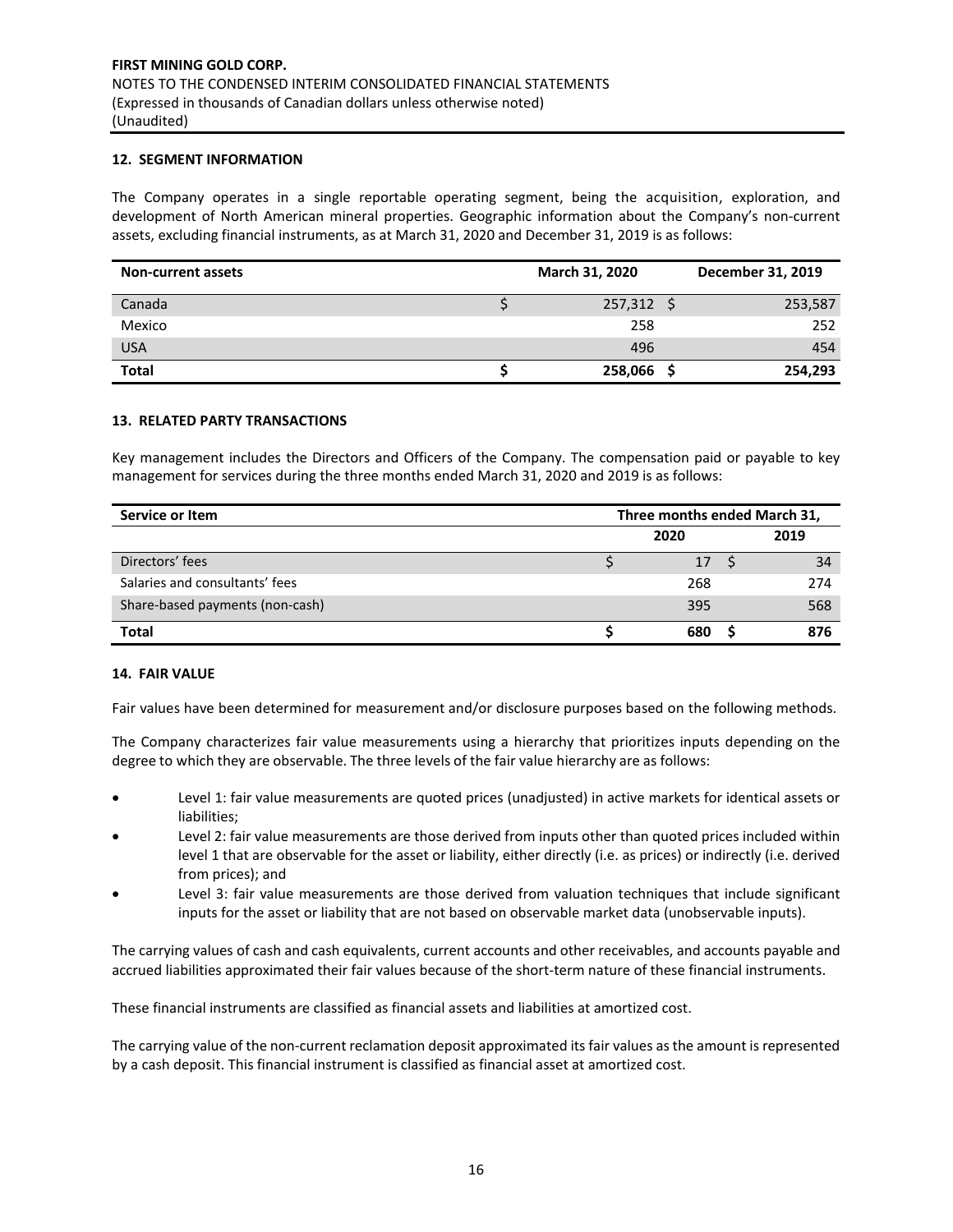FIRST MINING GOLD CORP.
NOTES TO THE CONDENSED INTERIM CONSOLIDATED FINANCIAL STATEMENTS
(Expressed in thousands of Canadian dollars unless otherwise noted)
(Unaudited)

## 12. SEGMENT INFORMATION

The Company operates in a single reportable operating segment, being the acquisition, exploration, and development of North American mineral properties. Geographic information about the Company's non-current assets, excluding financial instruments, as at March 31, 2020 and December 31, 2019 is as follows:

| Non-current assets | March 31, 2020 | December 31, 2019 |
|---|---|---|
| Canada | $ 257,312 | $ 253,587 |
| Mexico | 258 | 252 |
| USA | 496 | 454 |
| **Total** | **$ 258,066** | **$ 254,293** |

## 13. RELATED PARTY TRANSACTIONS

Key management includes the Directors and Officers of the Company. The compensation paid or payable to key management for services during the three months ended March 31, 2020 and 2019 is as follows:

| Service or Item | Three months ended March 31, | |
|---|---|---|
| | 2020 | 2019 |
| Directors' fees | $ 17 | $ 34 |
| Salaries and consultants' fees | 268 | 274 |
| Share-based payments (non-cash) | 395 | 568 |
| **Total** | **$ 680** | **$ 876** |

## 14. FAIR VALUE

Fair values have been determined for measurement and/or disclosure purposes based on the following methods.

The Company characterizes fair value measurements using a hierarchy that prioritizes inputs depending on the degree to which they are observable. The three levels of the fair value hierarchy are as follows:

- Level 1: fair value measurements are quoted prices (unadjusted) in active markets for identical assets or liabilities;
- Level 2: fair value measurements are those derived from inputs other than quoted prices included within level 1 that are observable for the asset or liability, either directly (i.e. as prices) or indirectly (i.e. derived from prices); and
- Level 3: fair value measurements are those derived from valuation techniques that include significant inputs for the asset or liability that are not based on observable market data (unobservable inputs).

The carrying values of cash and cash equivalents, current accounts and other receivables, and accounts payable and accrued liabilities approximated their fair values because of the short-term nature of these financial instruments.

These financial instruments are classified as financial assets and liabilities at amortized cost.

The carrying value of the non-current reclamation deposit approximated its fair values as the amount is represented by a cash deposit. This financial instrument is classified as financial asset at amortized cost.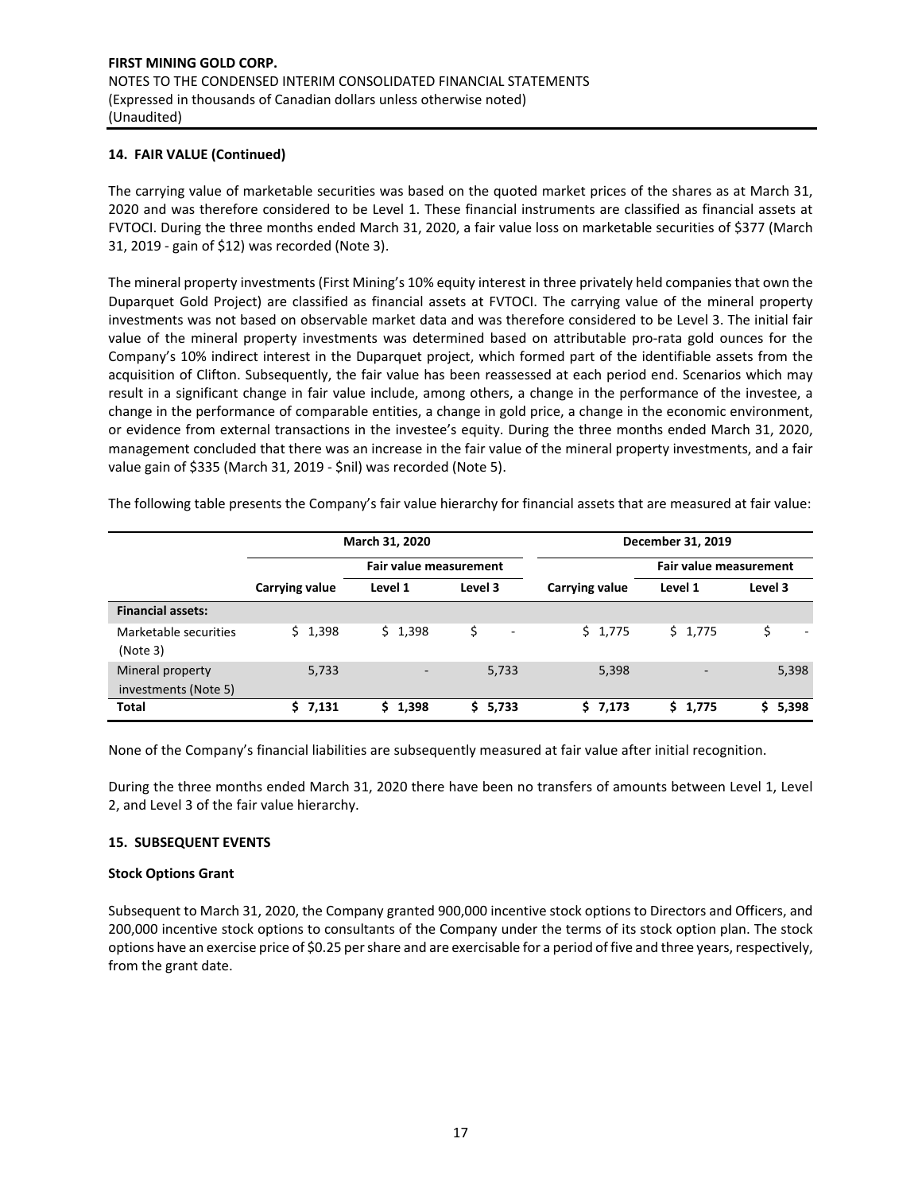## 14. FAIR VALUE (Continued)

The carrying value of marketable securities was based on the quoted market prices of the shares as at March 31, 2020 and was therefore considered to be Level 1. These financial instruments are classified as financial assets at FVTOCI. During the three months ended March 31, 2020, a fair value loss on marketable securities of $377 (March 31, 2019 - gain of $12) was recorded (Note 3).

The mineral property investments (First Mining's 10% equity interest in three privately held companies that own the Duparquet Gold Project) are classified as financial assets at FVTOCI. The carrying value of the mineral property investments was not based on observable market data and was therefore considered to be Level 3. The initial fair value of the mineral property investments was determined based on attributable pro-rata gold ounces for the Company's 10% indirect interest in the Duparquet project, which formed part of the identifiable assets from the acquisition of Clifton. Subsequently, the fair value has been reassessed at each period end. Scenarios which may result in a significant change in fair value include, among others, a change in the performance of the investee, a change in the performance of comparable entities, a change in gold price, a change in the economic environment, or evidence from external transactions in the investee's equity. During the three months ended March 31, 2020, management concluded that there was an increase in the fair value of the mineral property investments, and a fair value gain of $335 (March 31, 2019 - $nil) was recorded (Note 5).

The following table presents the Company's fair value hierarchy for financial assets that are measured at fair value:

| | March 31, 2020 | | | December 31, 2019 | | |
|---|---|---|---|---|---|---|
| | | Fair value measurement | | | Fair value measurement | |
| | Carrying value | Level 1 | Level 3 | Carrying value | Level 1 | Level 3 |
| **Financial assets:** | | | | | | |
| Marketable securities (Note 3) | $ 1,398 | $ 1,398 | $ - | $ 1,775 | $ 1,775 | $ - |
| Mineral property investments (Note 5) | 5,733 | - | 5,733 | 5,398 | - | 5,398 |
| **Total** | **$ 7,131** | **$ 1,398** | **$ 5,733** | **$ 7,173** | **$ 1,775** | **$ 5,398** |

None of the Company's financial liabilities are subsequently measured at fair value after initial recognition.

During the three months ended March 31, 2020 there have been no transfers of amounts between Level 1, Level 2, and Level 3 of the fair value hierarchy.

## 15. SUBSEQUENT EVENTS

### Stock Options Grant

Subsequent to March 31, 2020, the Company granted 900,000 incentive stock options to Directors and Officers, and 200,000 incentive stock options to consultants of the Company under the terms of its stock option plan. The stock options have an exercise price of $0.25 per share and are exercisable for a period of five and three years, respectively, from the grant date.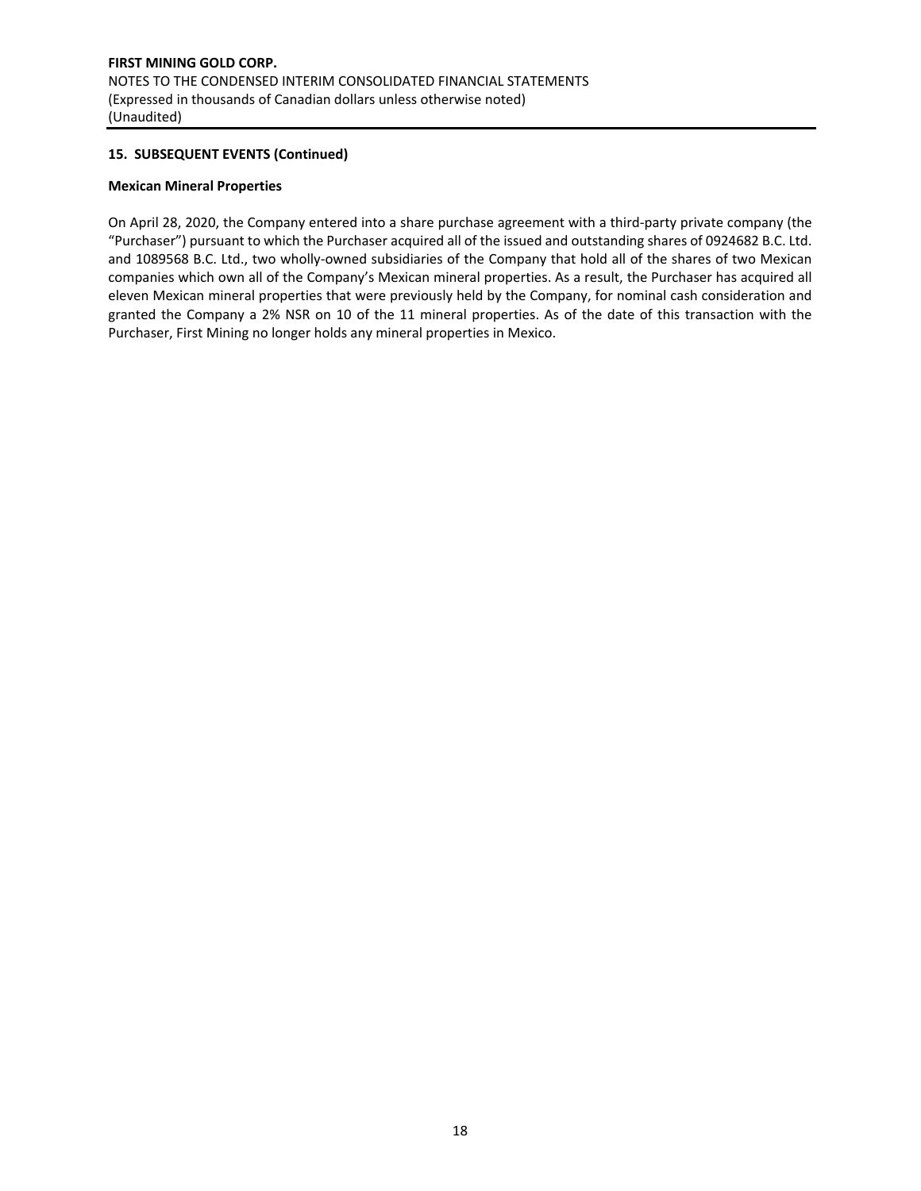## 15. SUBSEQUENT EVENTS (Continued)

### Mexican Mineral Properties

On April 28, 2020, the Company entered into a share purchase agreement with a third-party private company (the "Purchaser") pursuant to which the Purchaser acquired all of the issued and outstanding shares of 0924682 B.C. Ltd. and 1089568 B.C. Ltd., two wholly-owned subsidiaries of the Company that hold all of the shares of two Mexican companies which own all of the Company's Mexican mineral properties. As a result, the Purchaser has acquired all eleven Mexican mineral properties that were previously held by the Company, for nominal cash consideration and granted the Company a 2% NSR on 10 of the 11 mineral properties. As of the date of this transaction with the Purchaser, First Mining no longer holds any mineral properties in Mexico.